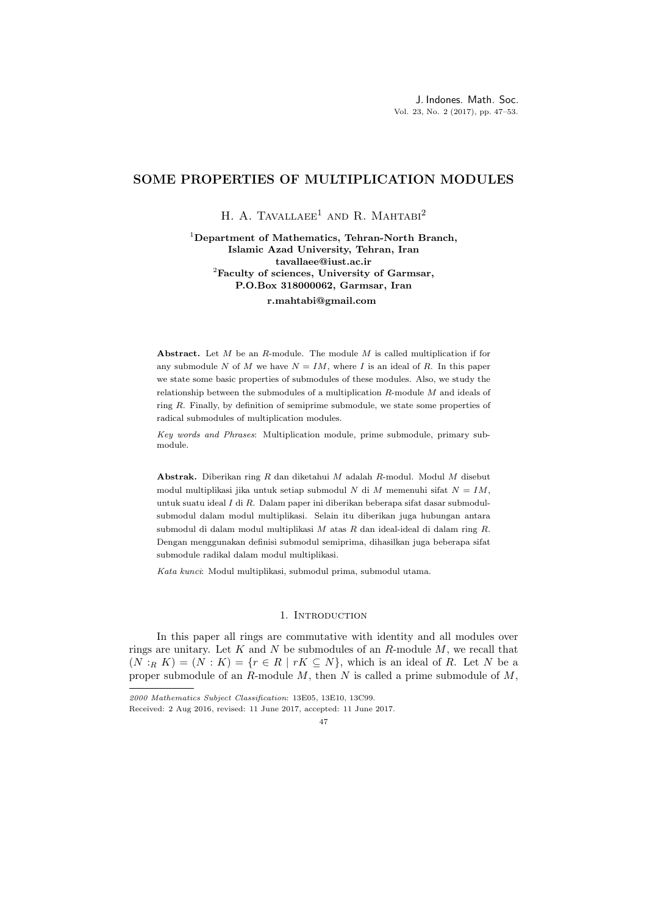# SOME PROPERTIES OF MULTIPLICATION MODULES

H. A. Tavallaee[1] and R. Mahtabi[2]

[1]**Department of Mathematics, Tehran-North Branch, Islamic Azad University, Tehran, Iran**
**tavallaee@iust.ac.ir**
[2]**Faculty of sciences, University of Garmsar, P.O.Box 318000062, Garmsar, Iran**
**r.mahtabi@gmail.com**

**Abstract.** Let $M$ be an $R$-module. The module $M$ is called multiplication if for any submodule $N$ of $M$ we have $N = IM$, where $I$ is an ideal of $R$. In this paper we state some basic properties of submodules of these modules. Also, we study the relationship between the submodules of a multiplication $R$-module $M$ and ideals of ring $R$. Finally, by definition of semiprime submodule, we state some properties of radical submodules of multiplication modules.

*Key words and Phrases*: Multiplication module, prime submodule, primary submodule.

**Abstrak.** Diberikan ring $R$ dan diketahui $M$ adalah $R$-modul. Modul $M$ disebut modul multiplikasi jika untuk setiap submodul $N$ di $M$ memenuhi sifat $N = IM$, untuk suatu ideal $I$ di $R$. Dalam paper ini diberikan beberapa sifat dasar submodul-submodul dalam modul multiplikasi. Selain itu diberikan juga hubungan antara submodul di dalam modul multiplikasi $M$ atas $R$ dan ideal-ideal di dalam ring $R$. Dengan menggunakan definisi submodul semiprima, dihasilkan juga beberapa sifat submodule radikal dalam modul multiplikasi.

*Kata kunci*: Modul multiplikasi, submodul prima, submodul utama.

## 1. Introduction

In this paper all rings are commutative with identity and all modules over rings are unitary. Let $K$ and $N$ be submodules of an $R$-module $M$, we recall that $(N :_R K) = (N : K) = \{r \in R \mid rK \subseteq N\}$, which is an ideal of $R$. Let $N$ be a proper submodule of an $R$-module $M$, then $N$ is called a prime submodule of $M$,

---

*2000 Mathematics Subject Classification*: 13E05, 13E10, 13C99.

Received: 2 Aug 2016, revised: 11 June 2017, accepted: 11 June 2017.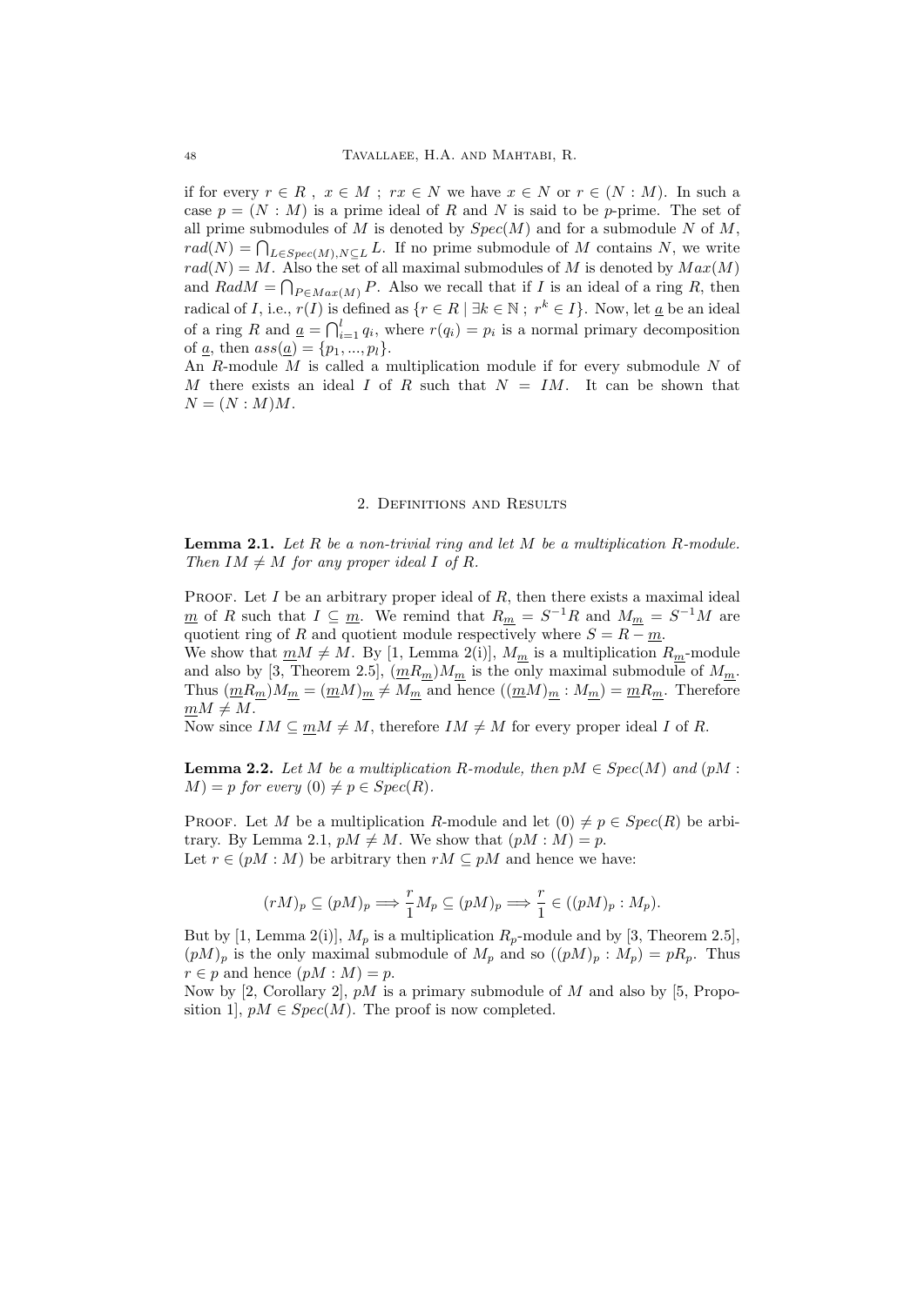if for every $r \in R$ , $x \in M$ ; $rx \in N$ we have $x \in N$ or $r \in (N : M)$. In such a case $p = (N : M)$ is a prime ideal of $R$ and $N$ is said to be $p$-prime. The set of all prime submodules of $M$ is denoted by $Spec(M)$ and for a submodule $N$ of $M$, $rad(N) = \bigcap_{L \in Spec(M), N \subseteq L} L$. If no prime submodule of $M$ contains $N$, we write $rad(N) = M$. Also the set of all maximal submodules of $M$ is denoted by $Max(M)$ and $RadM = \bigcap_{P \in Max(M)} P$. Also we recall that if $I$ is an ideal of a ring $R$, then radical of $I$, i.e., $r(I)$ is defined as $\{r \in R \mid \exists k \in \mathbb{N} \; ; \; r^k \in I\}$. Now, let $\underline{a}$ be an ideal of a ring $R$ and $\underline{a} = \bigcap_{i=1}^{l} q_i$, where $r(q_i) = p_i$ is a normal primary decomposition of $\underline{a}$, then $ass(\underline{a}) = \{p_1, ..., p_l\}$.

An $R$-module $M$ is called a multiplication module if for every submodule $N$ of $M$ there exists an ideal $I$ of $R$ such that $N = IM$. It can be shown that $N = (N : M)M$.

## 2. Definitions and Results

**Lemma 2.1.** *Let $R$ be a non-trivial ring and let $M$ be a multiplication $R$-module. Then $IM \neq M$ for any proper ideal $I$ of $R$.*

Proof. Let $I$ be an arbitrary proper ideal of $R$, then there exists a maximal ideal $\underline{m}$ of $R$ such that $I \subseteq \underline{m}$. We remind that $R_{\underline{m}} = S^{-1}R$ and $M_{\underline{m}} = S^{-1}M$ are quotient ring of $R$ and quotient module respectively where $S = R - \underline{m}$.

We show that $\underline{m}M \neq M$. By [1, Lemma 2(i)], $M_{\underline{m}}$ is a multiplication $R_{\underline{m}}$-module and also by [3, Theorem 2.5], $(\underline{m}R_{\underline{m}})M_{\underline{m}}$ is the only maximal submodule of $M_{\underline{m}}$. Thus $(\underline{m}R_{\underline{m}})M_{\underline{m}} = (\underline{m}M)_{\underline{m}} \neq M_{\underline{m}}$ and hence $((\underline{m}M)_{\underline{m}} : M_{\underline{m}}) = \underline{m}R_{\underline{m}}$. Therefore $\underline{m}M \neq M$.

Now since $IM \subseteq \underline{m}M \neq M$, therefore $IM \neq M$ for every proper ideal $I$ of $R$.

**Lemma 2.2.** *Let $M$ be a multiplication $R$-module, then $pM \in Spec(M)$ and $(pM : M) = p$ for every $(0) \neq p \in Spec(R)$.*

Proof. Let $M$ be a multiplication $R$-module and let $(0) \neq p \in Spec(R)$ be arbitrary. By Lemma 2.1, $pM \neq M$. We show that $(pM : M) = p$.

Let $r \in (pM : M)$ be arbitrary then $rM \subseteq pM$ and hence we have:

$$(rM)_p \subseteq (pM)_p \Longrightarrow \frac{r}{1}M_p \subseteq (pM)_p \Longrightarrow \frac{r}{1} \in ((pM)_p : M_p).$$

But by [1, Lemma 2(i)], $M_p$ is a multiplication $R_p$-module and by [3, Theorem 2.5], $(pM)_p$ is the only maximal submodule of $M_p$ and so $((pM)_p : M_p) = pR_p$. Thus $r \in p$ and hence $(pM : M) = p$.

Now by [2, Corollary 2], $pM$ is a primary submodule of $M$ and also by [5, Proposition 1], $pM \in Spec(M)$. The proof is now completed.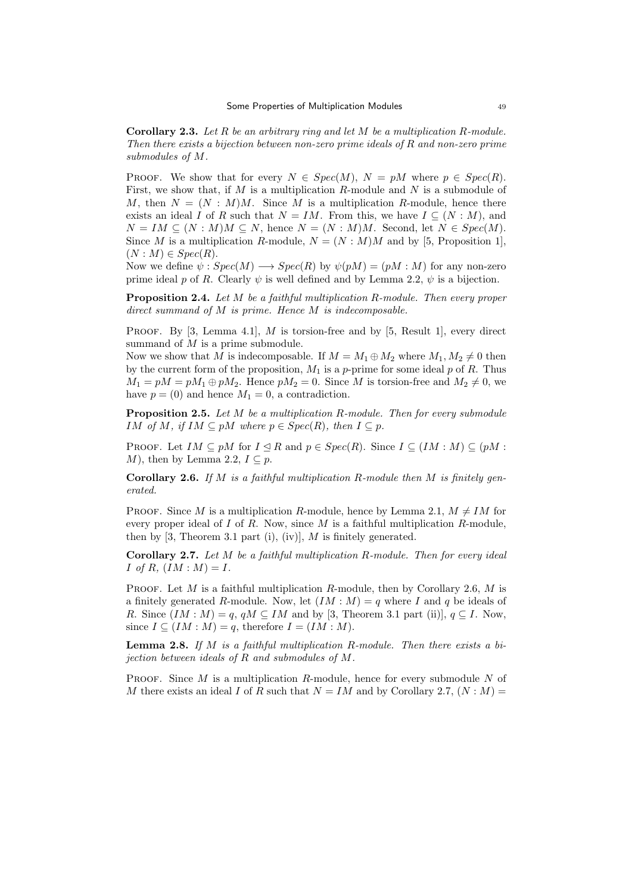**Corollary 2.3.** *Let $R$ be an arbitrary ring and let $M$ be a multiplication $R$-module. Then there exists a bijection between non-zero prime ideals of $R$ and non-zero prime submodules of $M$.*

Proof. We show that for every $N \in Spec(M)$, $N = pM$ where $p \in Spec(R)$. First, we show that, if $M$ is a multiplication $R$-module and $N$ is a submodule of $M$, then $N = (N : M)M$. Since $M$ is a multiplication $R$-module, hence there exists an ideal $I$ of $R$ such that $N = IM$. From this, we have $I \subseteq (N : M)$, and $N = IM \subseteq (N : M)M \subseteq N$, hence $N = (N : M)M$. Second, let $N \in Spec(M)$. Since $M$ is a multiplication $R$-module, $N = (N : M)M$ and by [5, Proposition 1], $(N : M) \in Spec(R)$.

Now we define $\psi : Spec(M) \longrightarrow Spec(R)$ by $\psi(pM) = (pM : M)$ for any non-zero prime ideal $p$ of $R$. Clearly $\psi$ is well defined and by Lemma 2.2, $\psi$ is a bijection.

**Proposition 2.4.** *Let $M$ be a faithful multiplication $R$-module. Then every proper direct summand of $M$ is prime. Hence $M$ is indecomposable.*

Proof. By [3, Lemma 4.1], $M$ is torsion-free and by [5, Result 1], every direct summand of $M$ is a prime submodule.

Now we show that $M$ is indecomposable. If $M = M_1 \oplus M_2$ where $M_1, M_2 \neq 0$ then by the current form of the proposition, $M_1$ is a $p$-prime for some ideal $p$ of $R$. Thus $M_1 = pM = pM_1 \oplus pM_2$. Hence $pM_2 = 0$. Since $M$ is torsion-free and $M_2 \neq 0$, we have $p = (0)$ and hence $M_1 = 0$, a contradiction.

**Proposition 2.5.** *Let $M$ be a multiplication $R$-module. Then for every submodule $IM$ of $M$, if $IM \subseteq pM$ where $p \in Spec(R)$, then $I \subseteq p$.*

Proof. Let $IM \subseteq pM$ for $I \trianglelefteq R$ and $p \in Spec(R)$. Since $I \subseteq (IM : M) \subseteq (pM : M)$, then by Lemma 2.2, $I \subseteq p$.

**Corollary 2.6.** *If $M$ is a faithful multiplication $R$-module then $M$ is finitely generated.*

Proof. Since $M$ is a multiplication $R$-module, hence by Lemma 2.1, $M \neq IM$ for every proper ideal of $I$ of $R$. Now, since $M$ is a faithful multiplication $R$-module, then by [3, Theorem 3.1 part (i), (iv)], $M$ is finitely generated.

**Corollary 2.7.** *Let $M$ be a faithful multiplication $R$-module. Then for every ideal $I$ of $R$, $(IM : M) = I$.*

Proof. Let $M$ is a faithful multiplication $R$-module, then by Corollary 2.6, $M$ is a finitely generated $R$-module. Now, let $(IM : M) = q$ where $I$ and $q$ be ideals of $R$. Since $(IM : M) = q$, $qM \subseteq IM$ and by [3, Theorem 3.1 part (ii)], $q \subseteq I$. Now, since $I \subseteq (IM : M) = q$, therefore $I = (IM : M)$.

**Lemma 2.8.** *If $M$ is a faithful multiplication $R$-module. Then there exists a bijection between ideals of $R$ and submodules of $M$.*

Proof. Since $M$ is a multiplication $R$-module, hence for every submodule $N$ of $M$ there exists an ideal $I$ of $R$ such that $N = IM$ and by Corollary 2.7, $(N : M) =$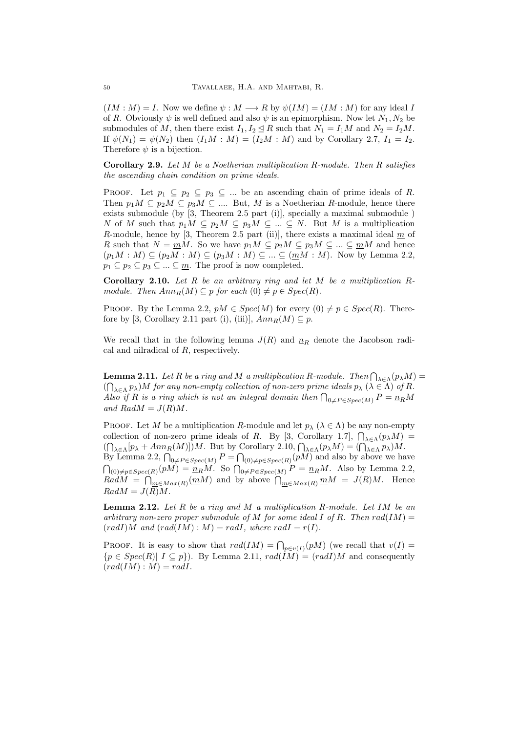$(IM : M) = I$. Now we define $\psi : M \longrightarrow R$ by $\psi(IM) = (IM : M)$ for any ideal $I$ of $R$. Obviously $\psi$ is well defined and also $\psi$ is an epimorphism. Now let $N_1, N_2$ be submodules of $M$, then there exist $I_1, I_2 \trianglelefteq R$ such that $N_1 = I_1 M$ and $N_2 = I_2 M$. If $\psi(N_1) = \psi(N_2)$ then $(I_1 M : M) = (I_2 M : M)$ and by Corollary 2.7, $I_1 = I_2$. Therefore $\psi$ is a bijection.

**Corollary 2.9.** *Let $M$ be a Noetherian multiplication $R$-module. Then $R$ satisfies the ascending chain condition on prime ideals.*

PROOF. Let $p_1 \subseteq p_2 \subseteq p_3 \subseteq ...$ be an ascending chain of prime ideals of $R$. Then $p_1 M \subseteq p_2 M \subseteq p_3 M \subseteq ....$ But, $M$ is a Noetherian $R$-module, hence there exists submodule (by [3, Theorem 2.5 part (i)], specially a maximal submodule ) $N$ of $M$ such that $p_1 M \subseteq p_2 M \subseteq p_3 M \subseteq ... \subseteq N$. But $M$ is a multiplication $R$-module, hence by [3, Theorem 2.5 part (ii)], there exists a maximal ideal $\underline{m}$ of $R$ such that $N = \underline{m}M$. So we have $p_1 M \subseteq p_2 M \subseteq p_3 M \subseteq ... \subseteq \underline{m}M$ and hence $(p_1 M : M) \subseteq (p_2 M : M) \subseteq (p_3 M : M) \subseteq ... \subseteq (\underline{m}M : M)$. Now by Lemma 2.2, $p_1 \subseteq p_2 \subseteq p_3 \subseteq ... \subseteq \underline{m}$. The proof is now completed.

**Corollary 2.10.** *Let $R$ be an arbitrary ring and let $M$ be a multiplication $R$-module. Then $Ann_R(M) \subseteq p$ for each $(0) \neq p \in Spec(R)$.*

PROOF. By the Lemma 2.2, $pM \in Spec(M)$ for every $(0) \neq p \in Spec(R)$. Therefore by [3, Corollary 2.11 part (i), (iii)], $Ann_R(M) \subseteq p$.

We recall that in the following lemma $J(R)$ and $\underline{n}_R$ denote the Jacobson radical and nilradical of $R$, respectively.

**Lemma 2.11.** *Let $R$ be a ring and $M$ a multiplication $R$-module. Then $\bigcap_{\lambda \in \Lambda}(p_\lambda M) = (\bigcap_{\lambda \in \Lambda} p_\lambda)M$ for any non-empty collection of non-zero prime ideals $p_\lambda$ ($\lambda \in \Lambda$) of $R$. Also if $R$ is a ring which is not an integral domain then $\bigcap_{0 \neq P \in Spec(M)} P = \underline{n}_R M$ and $RadM = J(R)M$.*

PROOF. Let $M$ be a multiplication $R$-module and let $p_\lambda$ ($\lambda \in \Lambda$) be any non-empty collection of non-zero prime ideals of $R$. By [3, Corollary 1.7], $\bigcap_{\lambda \in \Lambda}(p_\lambda M) = (\bigcap_{\lambda \in \Lambda}[p_\lambda + Ann_R(M)])M$. But by Corollary 2.10, $\bigcap_{\lambda \in \Lambda}(p_\lambda M) = (\bigcap_{\lambda \in \Lambda} p_\lambda)M$. By Lemma 2.2, $\bigcap_{0 \neq P \in Spec(M)} P = \bigcap_{(0) \neq p \in Spec(R)}(pM)$ and also by above we have $\bigcap_{(0) \neq p \in Spec(R)}(pM) = \underline{n}_R M$. So $\bigcap_{0 \neq P \in Spec(M)} P = \underline{n}_R M$. Also by Lemma 2.2, $RadM = \bigcap_{\underline{m} \in Max(R)}(\underline{m}M)$ and by above $\bigcap_{\underline{m} \in Max(R)} \underline{m}M = J(R)M$. Hence $RadM = J(R)M$.

**Lemma 2.12.** *Let $R$ be a ring and $M$ a multiplication $R$-module. Let $IM$ be an arbitrary non-zero proper submodule of $M$ for some ideal $I$ of $R$. Then $rad(IM) = (radI)M$ and $(rad(IM) : M) = radI$, where $radI = r(I)$.*

PROOF. It is easy to show that $rad(IM) = \bigcap_{p \in v(I)}(pM)$ (we recall that $v(I) = \{p \in Spec(R) | \ I \subseteq p\}$). By Lemma 2.11, $rad(IM) = (radI)M$ and consequently $(rad(IM) : M) = radI$.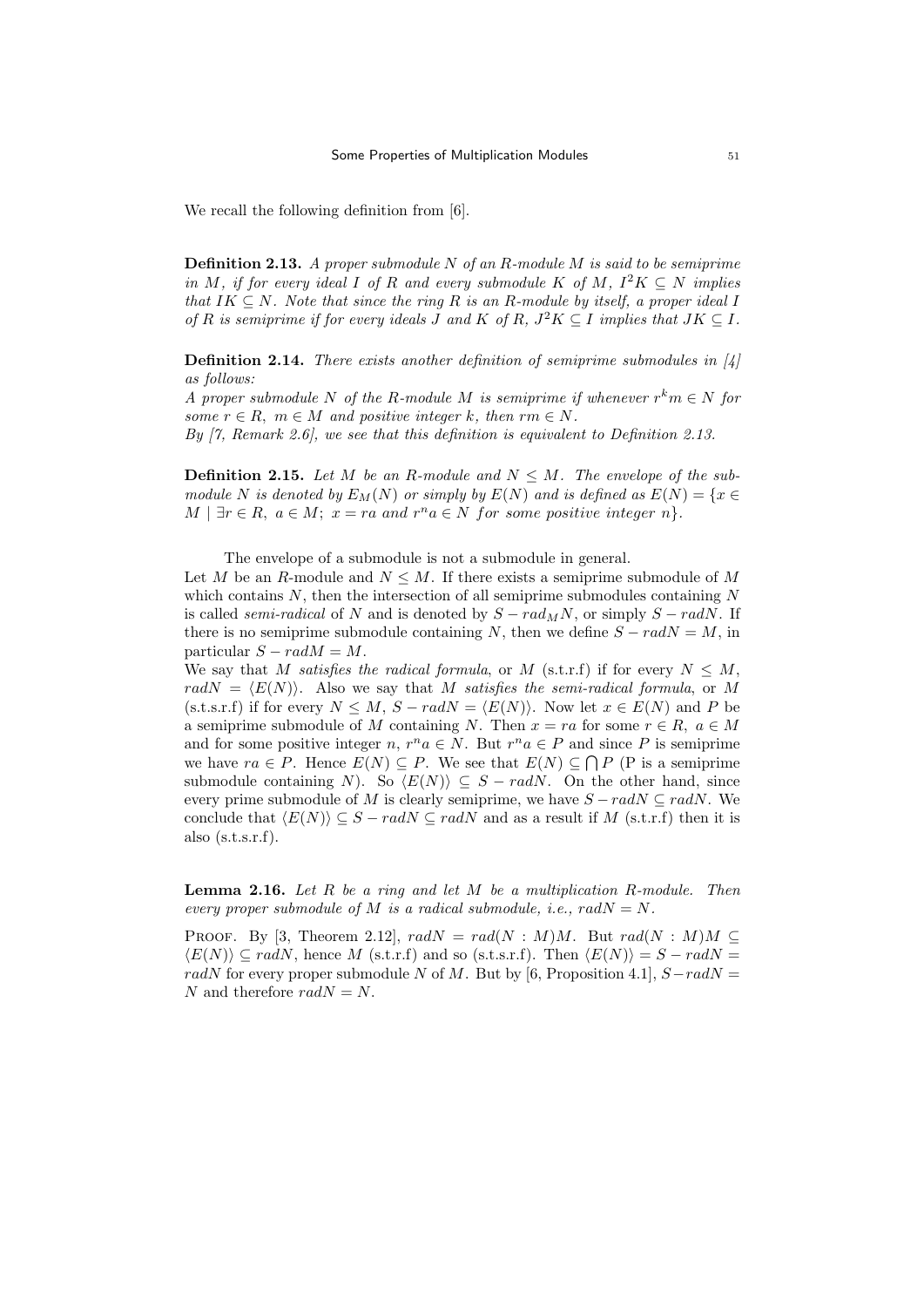We recall the following definition from [6].

**Definition 2.13.** *A proper submodule $N$ of an $R$-module $M$ is said to be semiprime in $M$, if for every ideal $I$ of $R$ and every submodule $K$ of $M$, $I^2K \subseteq N$ implies that $IK \subseteq N$. Note that since the ring $R$ is an $R$-module by itself, a proper ideal $I$ of $R$ is semiprime if for every ideals $J$ and $K$ of $R$, $J^2K \subseteq I$ implies that $JK \subseteq I$.*

**Definition 2.14.** *There exists another definition of semiprime submodules in [4] as follows:*
*A proper submodule $N$ of the $R$-module $M$ is semiprime if whenever $r^k m \in N$ for some $r \in R$, $m \in M$ and positive integer $k$, then $rm \in N$.*
*By [7, Remark 2.6], we see that this definition is equivalent to Definition 2.13.*

**Definition 2.15.** *Let $M$ be an $R$-module and $N \leq M$. The envelope of the submodule $N$ is denoted by $E_M(N)$ or simply by $E(N)$ and is defined as $E(N) = \{x \in M \mid \exists r \in R,\ a \in M;\ x = ra \text{ and } r^n a \in N \text{ for some positive integer } n\}$.*

The envelope of a submodule is not a submodule in general.
Let $M$ be an $R$-module and $N \leq M$. If there exists a semiprime submodule of $M$ which contains $N$, then the intersection of all semiprime submodules containing $N$ is called *semi-radical* of $N$ and is denoted by $S - rad_M N$, or simply $S - radN$. If there is no semiprime submodule containing $N$, then we define $S - radN = M$, in particular $S - radM = M$.
We say that $M$ *satisfies the radical formula*, or $M$ (s.t.r.f) if for every $N \leq M$, $radN = \langle E(N) \rangle$. Also we say that $M$ *satisfies the semi-radical formula*, or $M$ (s.t.s.r.f) if for every $N \leq M$, $S - radN = \langle E(N) \rangle$. Now let $x \in E(N)$ and $P$ be a semiprime submodule of $M$ containing $N$. Then $x = ra$ for some $r \in R$, $a \in M$ and for some positive integer $n$, $r^n a \in N$. But $r^n a \in P$ and since $P$ is semiprime we have $ra \in P$. Hence $E(N) \subseteq P$. We see that $E(N) \subseteq \bigcap P$ (P is a semiprime submodule containing $N$). So $\langle E(N) \rangle \subseteq S - radN$. On the other hand, since every prime submodule of $M$ is clearly semiprime, we have $S - radN \subseteq radN$. We conclude that $\langle E(N) \rangle \subseteq S - radN \subseteq radN$ and as a result if $M$ (s.t.r.f) then it is also (s.t.s.r.f).

**Lemma 2.16.** *Let $R$ be a ring and let $M$ be a multiplication $R$-module. Then every proper submodule of $M$ is a radical submodule, i.e., $radN = N$.*

Proof. By [3, Theorem 2.12], $radN = rad(N : M)M$. But $rad(N : M)M \subseteq \langle E(N) \rangle \subseteq radN$, hence $M$ (s.t.r.f) and so (s.t.s.r.f). Then $\langle E(N) \rangle = S - radN = radN$ for every proper submodule $N$ of $M$. But by [6, Proposition 4.1], $S - radN = N$ and therefore $radN = N$.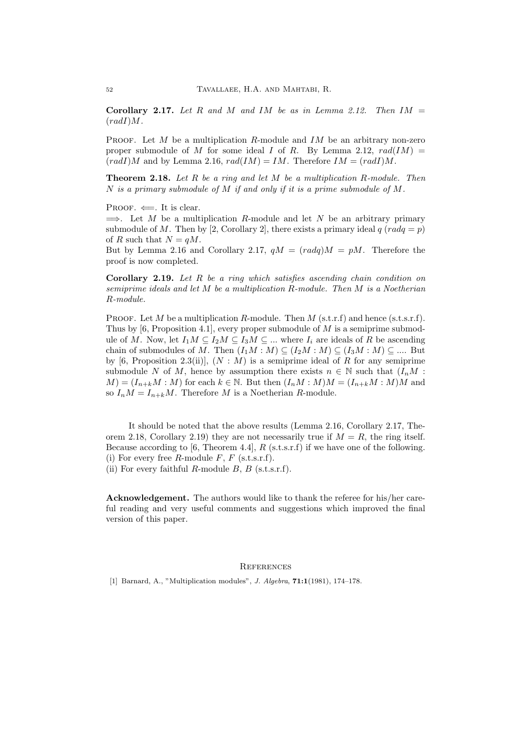**Corollary 2.17.** *Let $R$ and $M$ and $IM$ be as in Lemma 2.12. Then $IM = (radI)M$.*

Proof. Let $M$ be a multiplication $R$-module and $IM$ be an arbitrary non-zero proper submodule of $M$ for some ideal $I$ of $R$. By Lemma 2.12, $rad(IM) = (radI)M$ and by Lemma 2.16, $rad(IM) = IM$. Therefore $IM = (radI)M$.

**Theorem 2.18.** *Let $R$ be a ring and let $M$ be a multiplication $R$-module. Then $N$ is a primary submodule of $M$ if and only if it is a prime submodule of $M$.*

Proof. $\Longleftarrow$. It is clear.
$\Longrightarrow$. Let $M$ be a multiplication $R$-module and let $N$ be an arbitrary primary submodule of $M$. Then by [2, Corollary 2], there exists a primary ideal $q$ ($radq = p$) of $R$ such that $N = qM$.
But by Lemma 2.16 and Corollary 2.17, $qM = (radq)M = pM$. Therefore the proof is now completed.

**Corollary 2.19.** *Let $R$ be a ring which satisfies ascending chain condition on semiprime ideals and let $M$ be a multiplication $R$-module. Then $M$ is a Noetherian $R$-module.*

Proof. Let $M$ be a multiplication $R$-module. Then $M$ (s.t.r.f) and hence (s.t.s.r.f). Thus by [6, Proposition 4.1], every proper submodule of $M$ is a semiprime submodule of $M$. Now, let $I_1M \subseteq I_2M \subseteq I_3M \subseteq ...$ where $I_i$ are ideals of $R$ be ascending chain of submodules of $M$. Then $(I_1M : M) \subseteq (I_2M : M) \subseteq (I_3M : M) \subseteq ....$ But by [6, Proposition 2.3(ii)], $(N : M)$ is a semiprime ideal of $R$ for any semiprime submodule $N$ of $M$, hence by assumption there exists $n \in \mathbb{N}$ such that $(I_nM : M) = (I_{n+k}M : M)$ for each $k \in \mathbb{N}$. But then $(I_nM : M)M = (I_{n+k}M : M)M$ and so $I_nM = I_{n+k}M$. Therefore $M$ is a Noetherian $R$-module.

It should be noted that the above results (Lemma 2.16, Corollary 2.17, Theorem 2.18, Corollary 2.19) they are not necessarily true if $M = R$, the ring itself. Because according to [6, Theorem 4.4], $R$ (s.t.s.r.f) if we have one of the following.
(i) For every free $R$-module $F$, $F$ (s.t.s.r.f).
(ii) For every faithful $R$-module $B$, $B$ (s.t.s.r.f).

**Acknowledgement.** The authors would like to thank the referee for his/her careful reading and very useful comments and suggestions which improved the final version of this paper.

## References

[1] Barnard, A., "Multiplication modules", *J. Algebra*, **71:1**(1981), 174–178.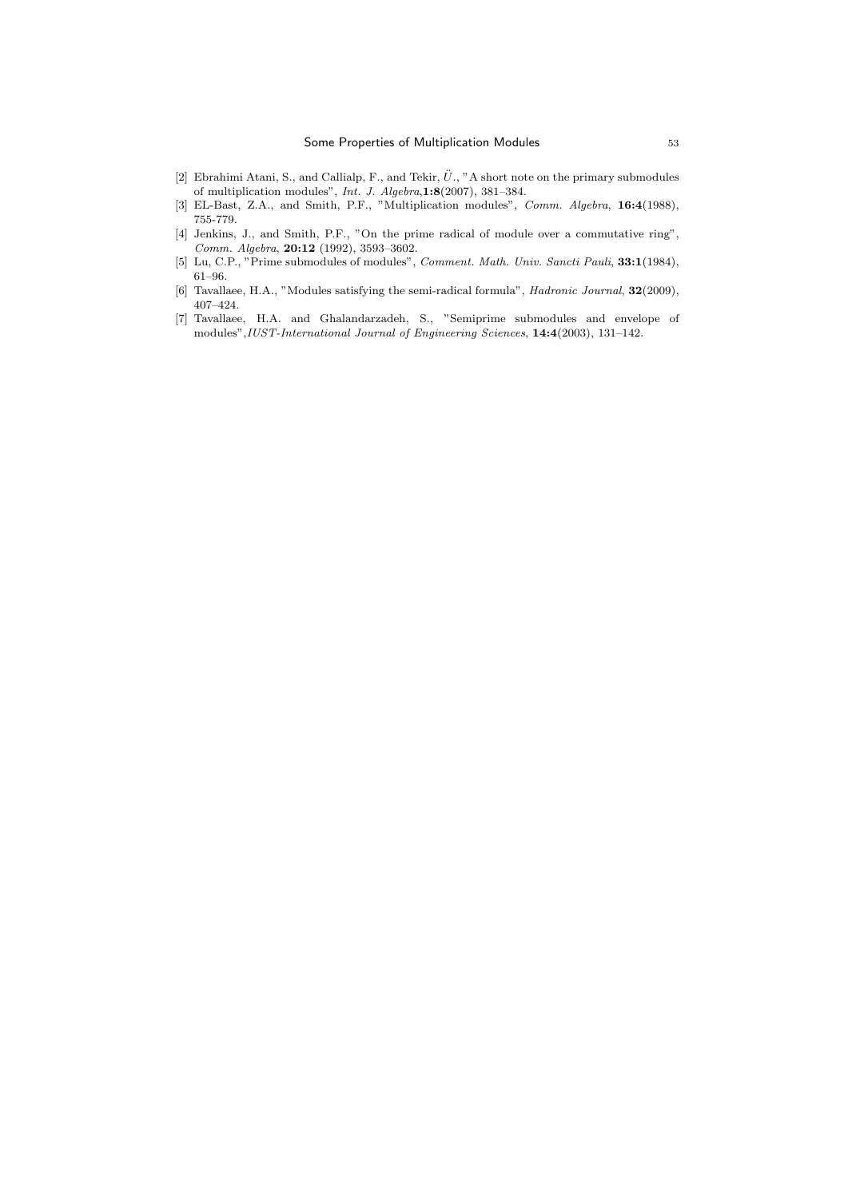[2] Ebrahimi Atani, S., and Callialp, F., and Tekir, $\ddot{U}$., "A short note on the primary submodules of multiplication modules", *Int. J. Algebra*,**1:8**(2007), 381–384.

[3] EL-Bast, Z.A., and Smith, P.F., "Multiplication modules", *Comm. Algebra*, **16:4**(1988), 755-779.

[4] Jenkins, J., and Smith, P.F., "On the prime radical of module over a commutative ring", *Comm. Algebra*, **20:12** (1992), 3593–3602.

[5] Lu, C.P., "Prime submodules of modules", *Comment. Math. Univ. Sancti Pauli*, **33:1**(1984), 61–96.

[6] Tavallaee, H.A., "Modules satisfying the semi-radical formula", *Hadronic Journal*, **32**(2009), 407–424.

[7] Tavallaee, H.A. and Ghalandarzadeh, S., "Semiprime submodules and envelope of modules",*IUST-International Journal of Engineering Sciences*, **14:4**(2003), 131–142.